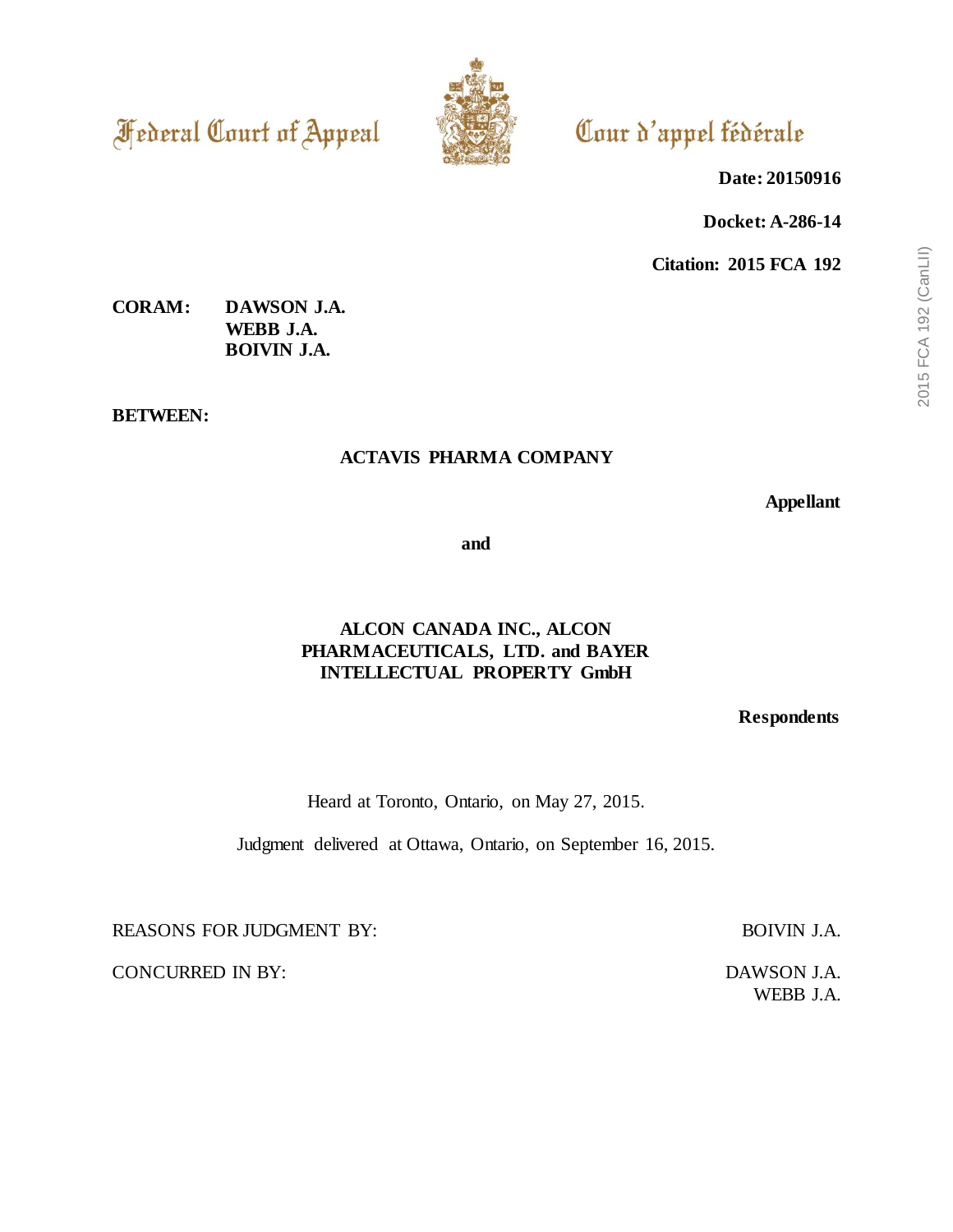Federal Court of Appeal

Cour d'appel fédérale

**Date: 20150916**

**Docket: A-286-14**

**Citation: 2015 FCA 192**

**CORAM:** **DAWSON J.A.**
**WEBB J.A.**
**BOIVIN J.A.**

**BETWEEN:**

**ACTAVIS PHARMA COMPANY**

**Appellant**

**and**

**ALCON CANADA INC., ALCON PHARMACEUTICALS, LTD. and BAYER INTELLECTUAL PROPERTY GmbH**

**Respondents**

Heard at Toronto, Ontario, on May 27, 2015.

Judgment delivered at Ottawa, Ontario, on September 16, 2015.

REASONS FOR JUDGMENT BY: BOIVIN J.A.

CONCURRED IN BY: DAWSON J.A.
WEBB J.A.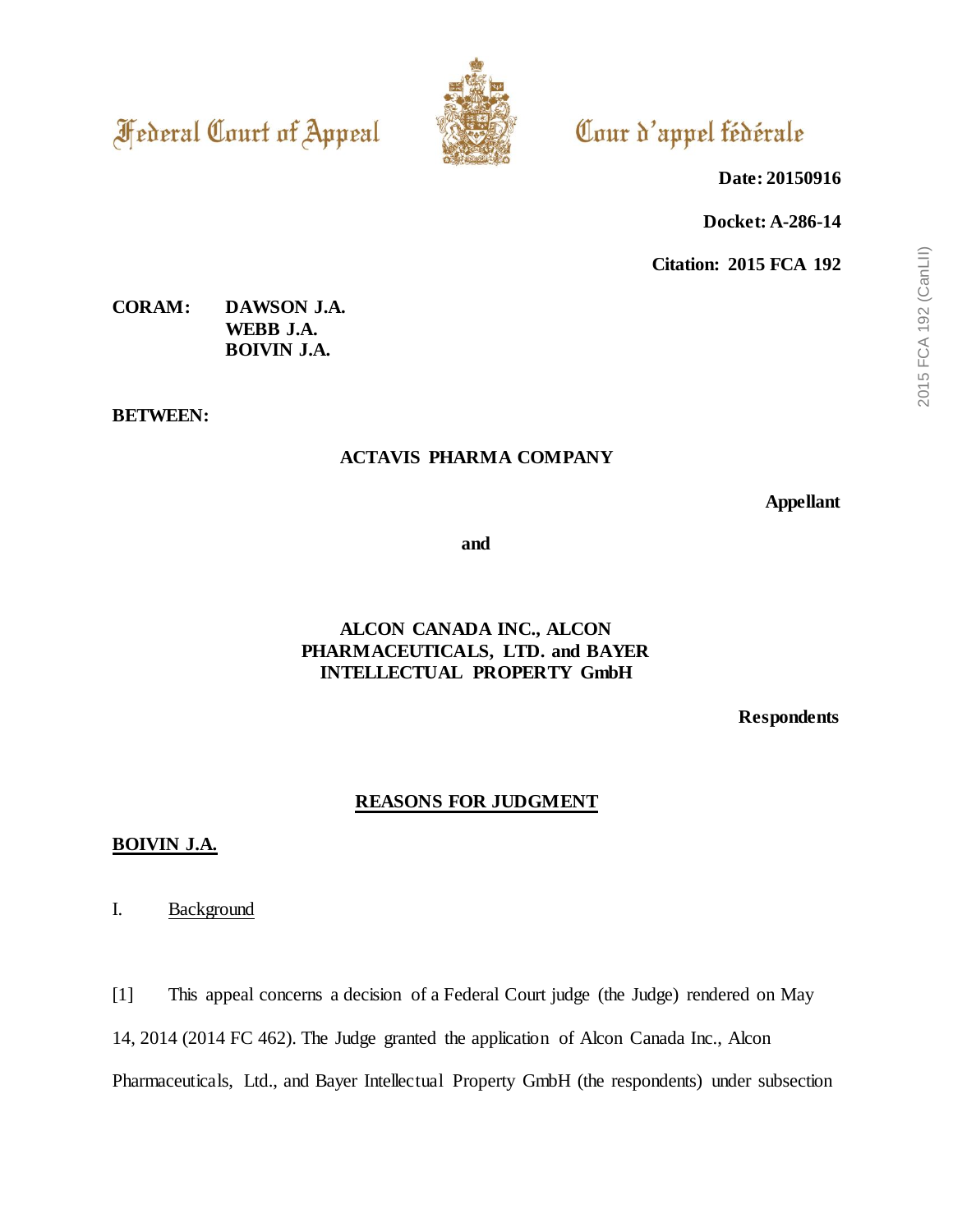Federal Court of Appeal | Cour d'appel fédérale

**Date: 20150916**

**Docket: A-286-14**

**Citation: 2015 FCA 192**

**CORAM:** DAWSON J.A.
WEBB J.A.
BOIVIN J.A.

**BETWEEN:**

**ACTAVIS PHARMA COMPANY**

**Appellant**

**and**

**ALCON CANADA INC., ALCON PHARMACEUTICALS, LTD. and BAYER INTELLECTUAL PROPERTY GmbH**

**Respondents**

## REASONS FOR JUDGMENT

**BOIVIN J.A.**

### I. Background

[1] This appeal concerns a decision of a Federal Court judge (the Judge) rendered on May 14, 2014 (2014 FC 462). The Judge granted the application of Alcon Canada Inc., Alcon Pharmaceuticals, Ltd., and Bayer Intellectual Property GmbH (the respondents) under subsection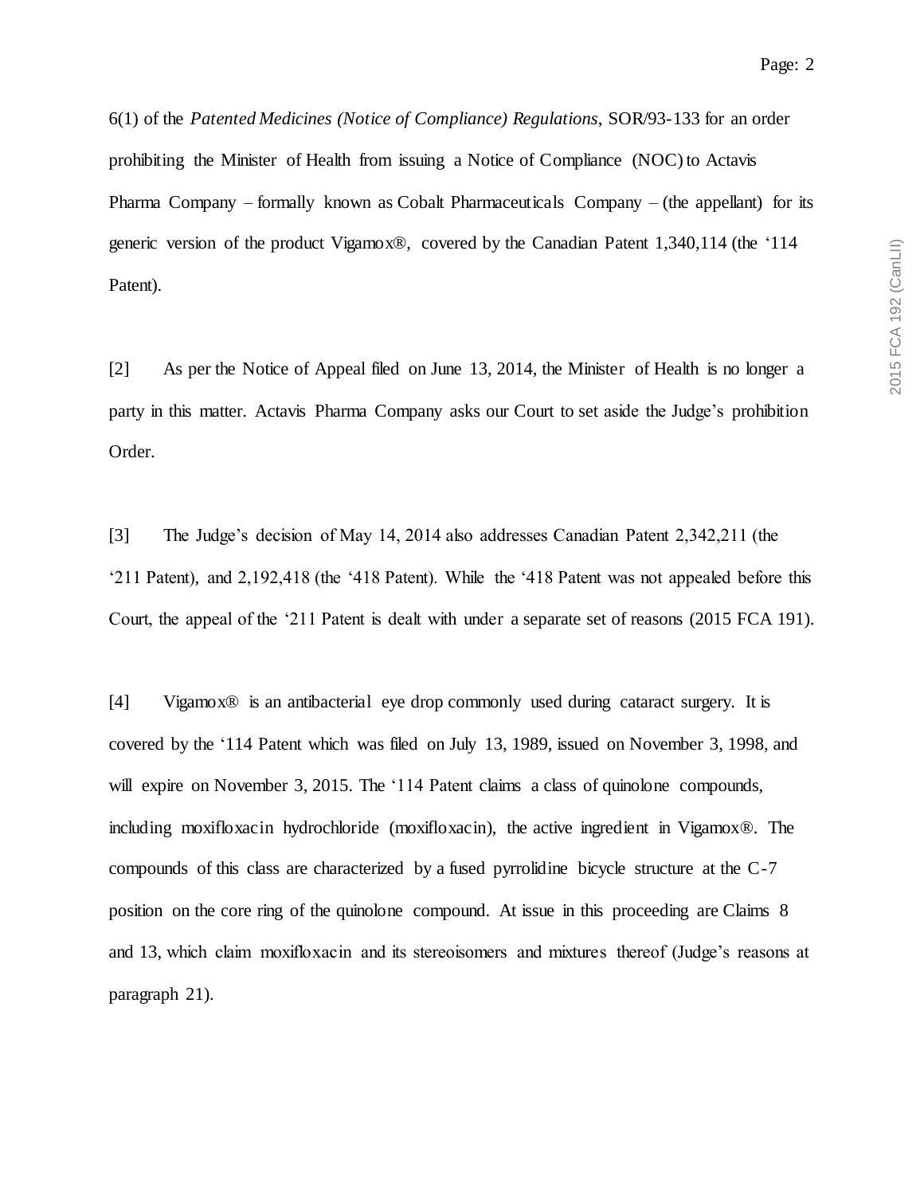6(1) of the *Patented Medicines (Notice of Compliance) Regulations*, SOR/93-133 for an order prohibiting the Minister of Health from issuing a Notice of Compliance (NOC) to Actavis Pharma Company – formally known as Cobalt Pharmaceuticals Company – (the appellant) for its generic version of the product Vigamox®, covered by the Canadian Patent 1,340,114 (the '114 Patent).

[2] As per the Notice of Appeal filed on June 13, 2014, the Minister of Health is no longer a party in this matter. Actavis Pharma Company asks our Court to set aside the Judge's prohibition Order.

[3] The Judge's decision of May 14, 2014 also addresses Canadian Patent 2,342,211 (the '211 Patent), and 2,192,418 (the '418 Patent). While the '418 Patent was not appealed before this Court, the appeal of the '211 Patent is dealt with under a separate set of reasons (2015 FCA 191).

[4] Vigamox® is an antibacterial eye drop commonly used during cataract surgery. It is covered by the '114 Patent which was filed on July 13, 1989, issued on November 3, 1998, and will expire on November 3, 2015. The '114 Patent claims a class of quinolone compounds, including moxifloxacin hydrochloride (moxifloxacin), the active ingredient in Vigamox®. The compounds of this class are characterized by a fused pyrrolidine bicycle structure at the C-7 position on the core ring of the quinolone compound. At issue in this proceeding are Claims 8 and 13, which claim moxifloxacin and its stereoisomers and mixtures thereof (Judge's reasons at paragraph 21).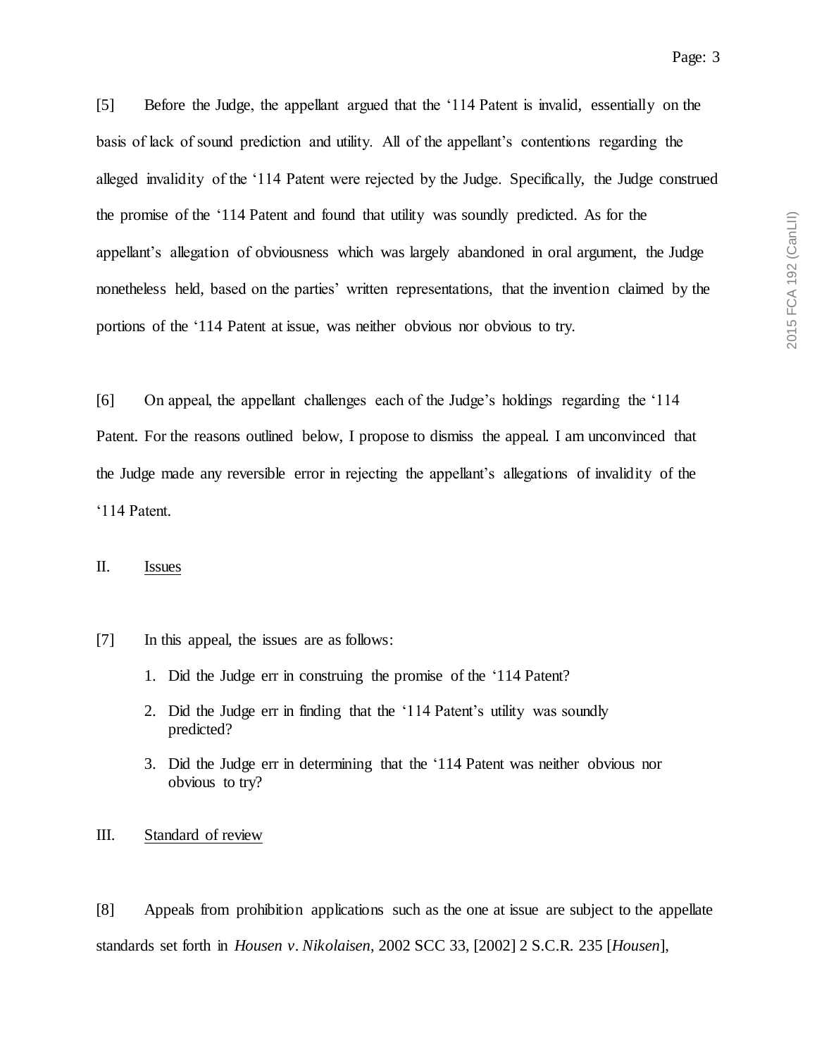[5] Before the Judge, the appellant argued that the '114 Patent is invalid, essentially on the basis of lack of sound prediction and utility. All of the appellant's contentions regarding the alleged invalidity of the '114 Patent were rejected by the Judge. Specifically, the Judge construed the promise of the '114 Patent and found that utility was soundly predicted. As for the appellant's allegation of obviousness which was largely abandoned in oral argument, the Judge nonetheless held, based on the parties' written representations, that the invention claimed by the portions of the '114 Patent at issue, was neither obvious nor obvious to try.

[6] On appeal, the appellant challenges each of the Judge's holdings regarding the '114 Patent. For the reasons outlined below, I propose to dismiss the appeal. I am unconvinced that the Judge made any reversible error in rejecting the appellant's allegations of invalidity of the '114 Patent.

## II. Issues

[7] In this appeal, the issues are as follows:

1. Did the Judge err in construing the promise of the '114 Patent?
2. Did the Judge err in finding that the '114 Patent's utility was soundly predicted?
3. Did the Judge err in determining that the '114 Patent was neither obvious nor obvious to try?

## III. Standard of review

[8] Appeals from prohibition applications such as the one at issue are subject to the appellate standards set forth in *Housen v. Nikolaisen*, 2002 SCC 33, [2002] 2 S.C.R. 235 [*Housen*],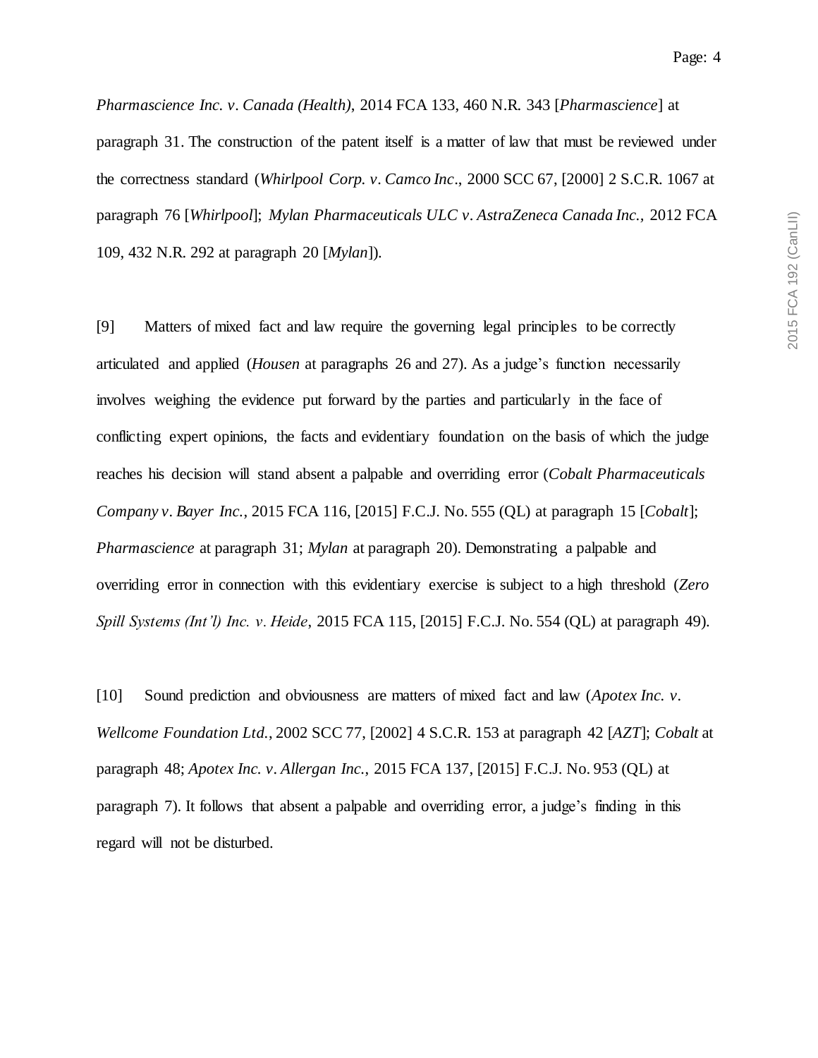*Pharmascience Inc. v. Canada (Health)*, 2014 FCA 133, 460 N.R. 343 [*Pharmascience*] at paragraph 31. The construction of the patent itself is a matter of law that must be reviewed under the correctness standard (*Whirlpool Corp. v. Camco Inc*., 2000 SCC 67, [2000] 2 S.C.R. 1067 at paragraph 76 [*Whirlpool*]; *Mylan Pharmaceuticals ULC v. AstraZeneca Canada Inc.,* 2012 FCA 109, 432 N.R. 292 at paragraph 20 [*Mylan*]).

[9] Matters of mixed fact and law require the governing legal principles to be correctly articulated and applied (*Housen* at paragraphs 26 and 27). As a judge's function necessarily involves weighing the evidence put forward by the parties and particularly in the face of conflicting expert opinions, the facts and evidentiary foundation on the basis of which the judge reaches his decision will stand absent a palpable and overriding error (*Cobalt Pharmaceuticals Company v. Bayer Inc.*, 2015 FCA 116, [2015] F.C.J. No. 555 (QL) at paragraph 15 [*Cobalt*]; *Pharmascience* at paragraph 31; *Mylan* at paragraph 20). Demonstrating a palpable and overriding error in connection with this evidentiary exercise is subject to a high threshold (*Zero Spill Systems (Int'l) Inc. v. Heide*, 2015 FCA 115, [2015] F.C.J. No. 554 (QL) at paragraph 49).

[10] Sound prediction and obviousness are matters of mixed fact and law (*Apotex Inc. v. Wellcome Foundation Ltd.*, 2002 SCC 77, [2002] 4 S.C.R. 153 at paragraph 42 [*AZT*]; *Cobalt* at paragraph 48; *Apotex Inc. v. Allergan Inc.*, 2015 FCA 137, [2015] F.C.J. No. 953 (QL) at paragraph 7). It follows that absent a palpable and overriding error, a judge's finding in this regard will not be disturbed.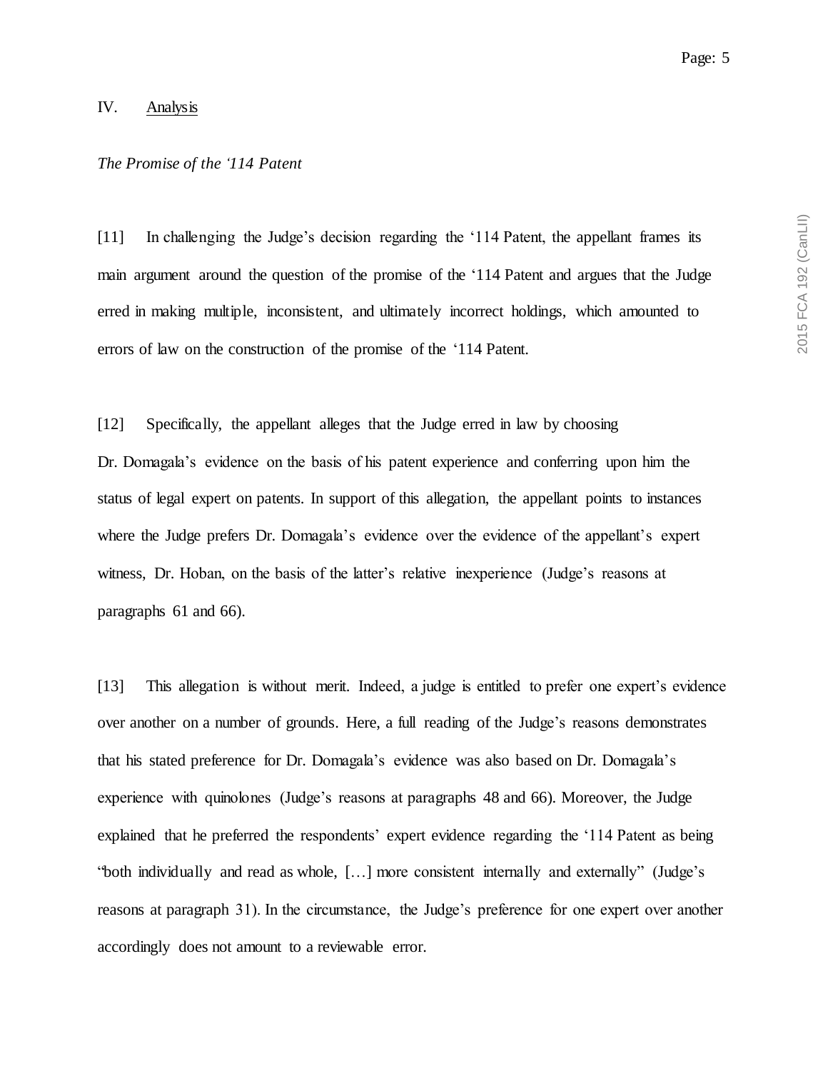## IV. Analysis

*The Promise of the '114 Patent*

[11] In challenging the Judge's decision regarding the '114 Patent, the appellant frames its main argument around the question of the promise of the '114 Patent and argues that the Judge erred in making multiple, inconsistent, and ultimately incorrect holdings, which amounted to errors of law on the construction of the promise of the '114 Patent.

[12] Specifically, the appellant alleges that the Judge erred in law by choosing Dr. Domagala's evidence on the basis of his patent experience and conferring upon him the status of legal expert on patents. In support of this allegation, the appellant points to instances where the Judge prefers Dr. Domagala's evidence over the evidence of the appellant's expert witness, Dr. Hoban, on the basis of the latter's relative inexperience (Judge's reasons at paragraphs 61 and 66).

[13] This allegation is without merit. Indeed, a judge is entitled to prefer one expert's evidence over another on a number of grounds. Here, a full reading of the Judge's reasons demonstrates that his stated preference for Dr. Domagala's evidence was also based on Dr. Domagala's experience with quinolones (Judge's reasons at paragraphs 48 and 66). Moreover, the Judge explained that he preferred the respondents' expert evidence regarding the '114 Patent as being "both individually and read as whole, […] more consistent internally and externally" (Judge's reasons at paragraph 31). In the circumstance, the Judge's preference for one expert over another accordingly does not amount to a reviewable error.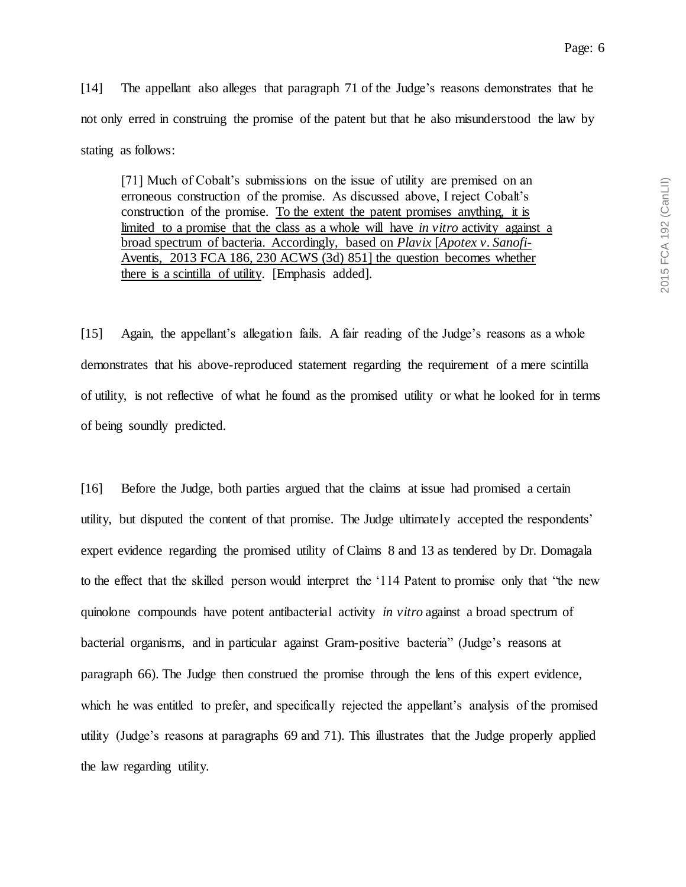[14] The appellant also alleges that paragraph 71 of the Judge's reasons demonstrates that he not only erred in construing the promise of the patent but that he also misunderstood the law by stating as follows:

> [71] Much of Cobalt's submissions on the issue of utility are premised on an erroneous construction of the promise. As discussed above, I reject Cobalt's construction of the promise. <u>To the extent the patent promises anything, it is limited to a promise that the class as a whole will have *in vitro* activity against a broad spectrum of bacteria. Accordingly, based on *Plavix* [*Apotex v. Sanofi-Aventis*, 2013 FCA 186, 230 ACWS (3d) 851] the question becomes whether there is a scintilla of utility</u>. [Emphasis added].

[15] Again, the appellant's allegation fails. A fair reading of the Judge's reasons as a whole demonstrates that his above-reproduced statement regarding the requirement of a mere scintilla of utility, is not reflective of what he found as the promised utility or what he looked for in terms of being soundly predicted.

[16] Before the Judge, both parties argued that the claims at issue had promised a certain utility, but disputed the content of that promise. The Judge ultimately accepted the respondents' expert evidence regarding the promised utility of Claims 8 and 13 as tendered by Dr. Domagala to the effect that the skilled person would interpret the '114 Patent to promise only that "the new quinolone compounds have potent antibacterial activity *in vitro* against a broad spectrum of bacterial organisms, and in particular against Gram-positive bacteria" (Judge's reasons at paragraph 66). The Judge then construed the promise through the lens of this expert evidence, which he was entitled to prefer, and specifically rejected the appellant's analysis of the promised utility (Judge's reasons at paragraphs 69 and 71). This illustrates that the Judge properly applied the law regarding utility.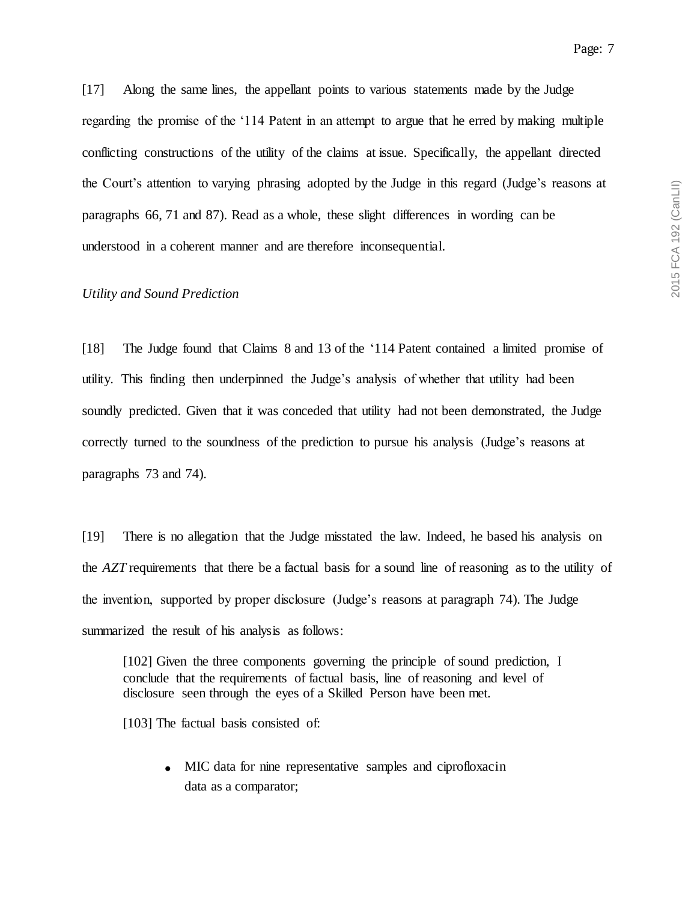[17] Along the same lines, the appellant points to various statements made by the Judge regarding the promise of the '114 Patent in an attempt to argue that he erred by making multiple conflicting constructions of the utility of the claims at issue. Specifically, the appellant directed the Court's attention to varying phrasing adopted by the Judge in this regard (Judge's reasons at paragraphs 66, 71 and 87). Read as a whole, these slight differences in wording can be understood in a coherent manner and are therefore inconsequential.

*Utility and Sound Prediction*

[18] The Judge found that Claims 8 and 13 of the '114 Patent contained a limited promise of utility. This finding then underpinned the Judge's analysis of whether that utility had been soundly predicted. Given that it was conceded that utility had not been demonstrated, the Judge correctly turned to the soundness of the prediction to pursue his analysis (Judge's reasons at paragraphs 73 and 74).

[19] There is no allegation that the Judge misstated the law. Indeed, he based his analysis on the *AZT* requirements that there be a factual basis for a sound line of reasoning as to the utility of the invention, supported by proper disclosure (Judge's reasons at paragraph 74). The Judge summarized the result of his analysis as follows:

> [102] Given the three components governing the principle of sound prediction, I conclude that the requirements of factual basis, line of reasoning and level of disclosure seen through the eyes of a Skilled Person have been met.
>
> [103] The factual basis consisted of:
>
> - MIC data for nine representative samples and ciprofloxacin data as a comparator;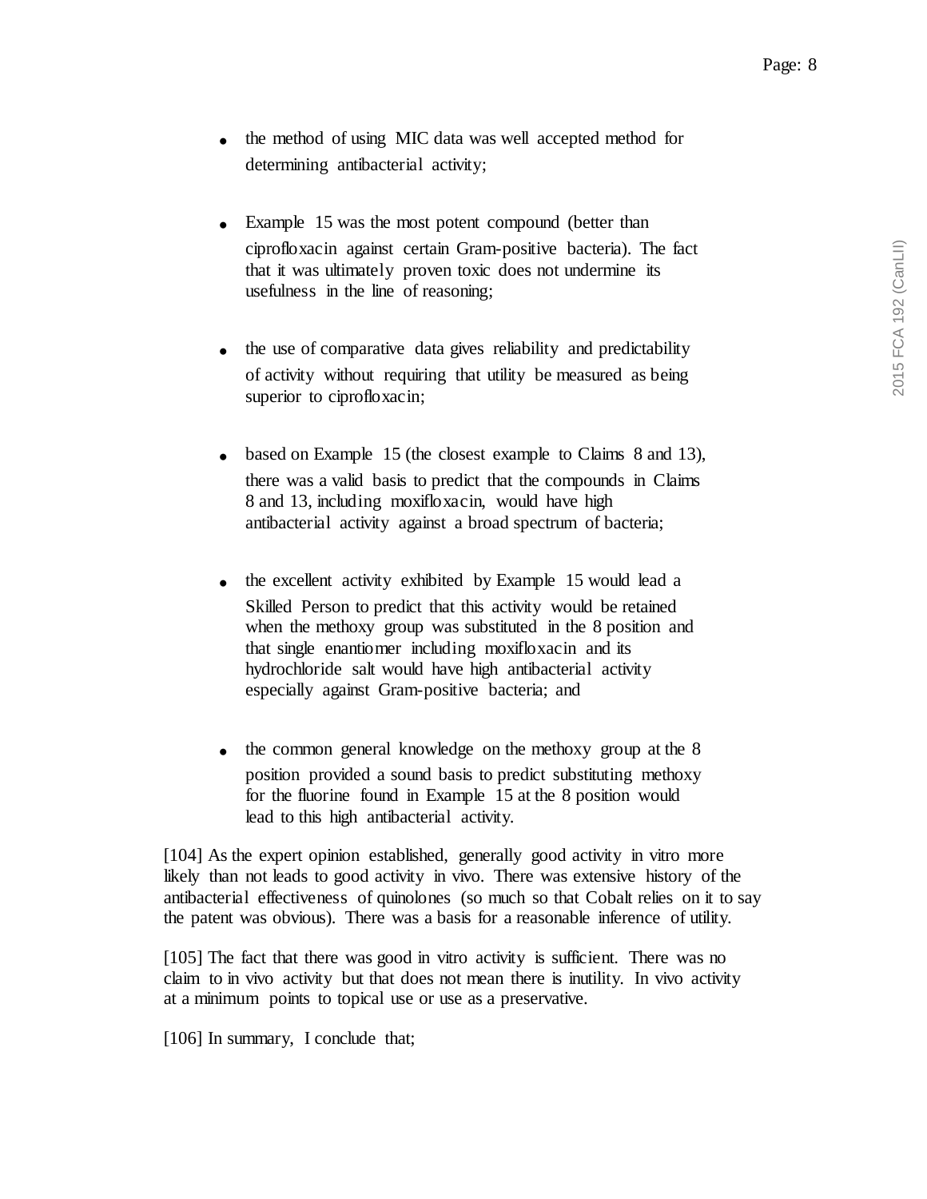- the method of using MIC data was well accepted method for determining antibacterial activity;

- Example 15 was the most potent compound (better than ciprofloxacin against certain Gram-positive bacteria). The fact that it was ultimately proven toxic does not undermine its usefulness in the line of reasoning;

- the use of comparative data gives reliability and predictability of activity without requiring that utility be measured as being superior to ciprofloxacin;

- based on Example 15 (the closest example to Claims 8 and 13), there was a valid basis to predict that the compounds in Claims 8 and 13, including moxifloxacin, would have high antibacterial activity against a broad spectrum of bacteria;

- the excellent activity exhibited by Example 15 would lead a Skilled Person to predict that this activity would be retained when the methoxy group was substituted in the 8 position and that single enantiomer including moxifloxacin and its hydrochloride salt would have high antibacterial activity especially against Gram-positive bacteria; and

- the common general knowledge on the methoxy group at the 8 position provided a sound basis to predict substituting methoxy for the fluorine found in Example 15 at the 8 position would lead to this high antibacterial activity.

[104] As the expert opinion established, generally good activity in vitro more likely than not leads to good activity in vivo. There was extensive history of the antibacterial effectiveness of quinolones (so much so that Cobalt relies on it to say the patent was obvious). There was a basis for a reasonable inference of utility.

[105] The fact that there was good in vitro activity is sufficient. There was no claim to in vivo activity but that does not mean there is inutility. In vivo activity at a minimum points to topical use or use as a preservative.

[106] In summary, I conclude that;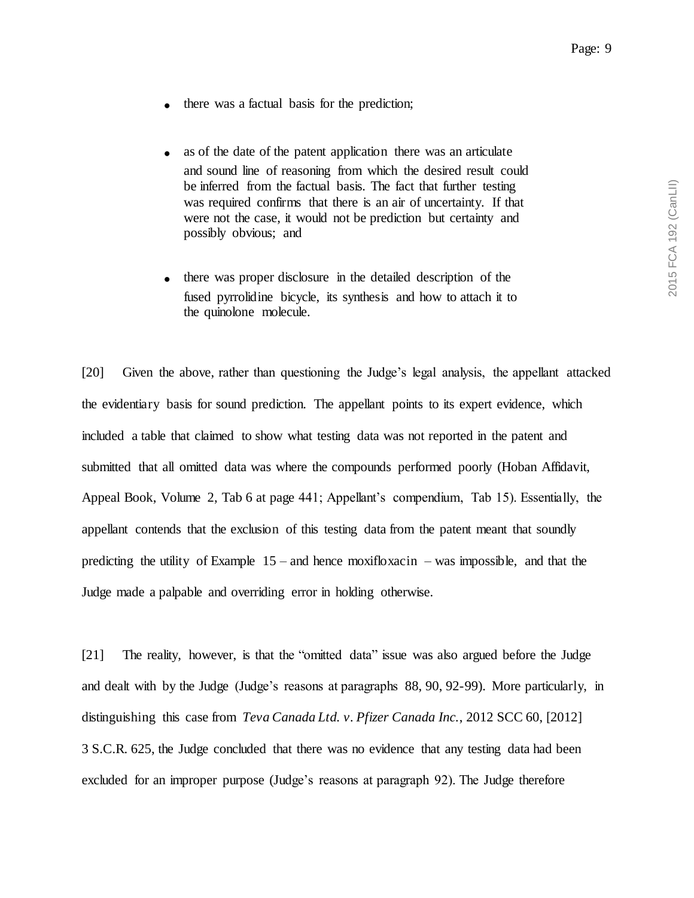- there was a factual basis for the prediction;

- as of the date of the patent application there was an articulate and sound line of reasoning from which the desired result could be inferred from the factual basis. The fact that further testing was required confirms that there is an air of uncertainty. If that were not the case, it would not be prediction but certainty and possibly obvious; and

- there was proper disclosure in the detailed description of the fused pyrrolidine bicycle, its synthesis and how to attach it to the quinolone molecule.

[20] Given the above, rather than questioning the Judge's legal analysis, the appellant attacked the evidentiary basis for sound prediction. The appellant points to its expert evidence, which included a table that claimed to show what testing data was not reported in the patent and submitted that all omitted data was where the compounds performed poorly (Hoban Affidavit, Appeal Book, Volume 2, Tab 6 at page 441; Appellant's compendium, Tab 15). Essentially, the appellant contends that the exclusion of this testing data from the patent meant that soundly predicting the utility of Example 15 – and hence moxifloxacin – was impossible, and that the Judge made a palpable and overriding error in holding otherwise.

[21] The reality, however, is that the "omitted data" issue was also argued before the Judge and dealt with by the Judge (Judge's reasons at paragraphs 88, 90, 92-99). More particularly, in distinguishing this case from *Teva Canada Ltd. v. Pfizer Canada Inc.*, 2012 SCC 60, [2012] 3 S.C.R. 625, the Judge concluded that there was no evidence that any testing data had been excluded for an improper purpose (Judge's reasons at paragraph 92). The Judge therefore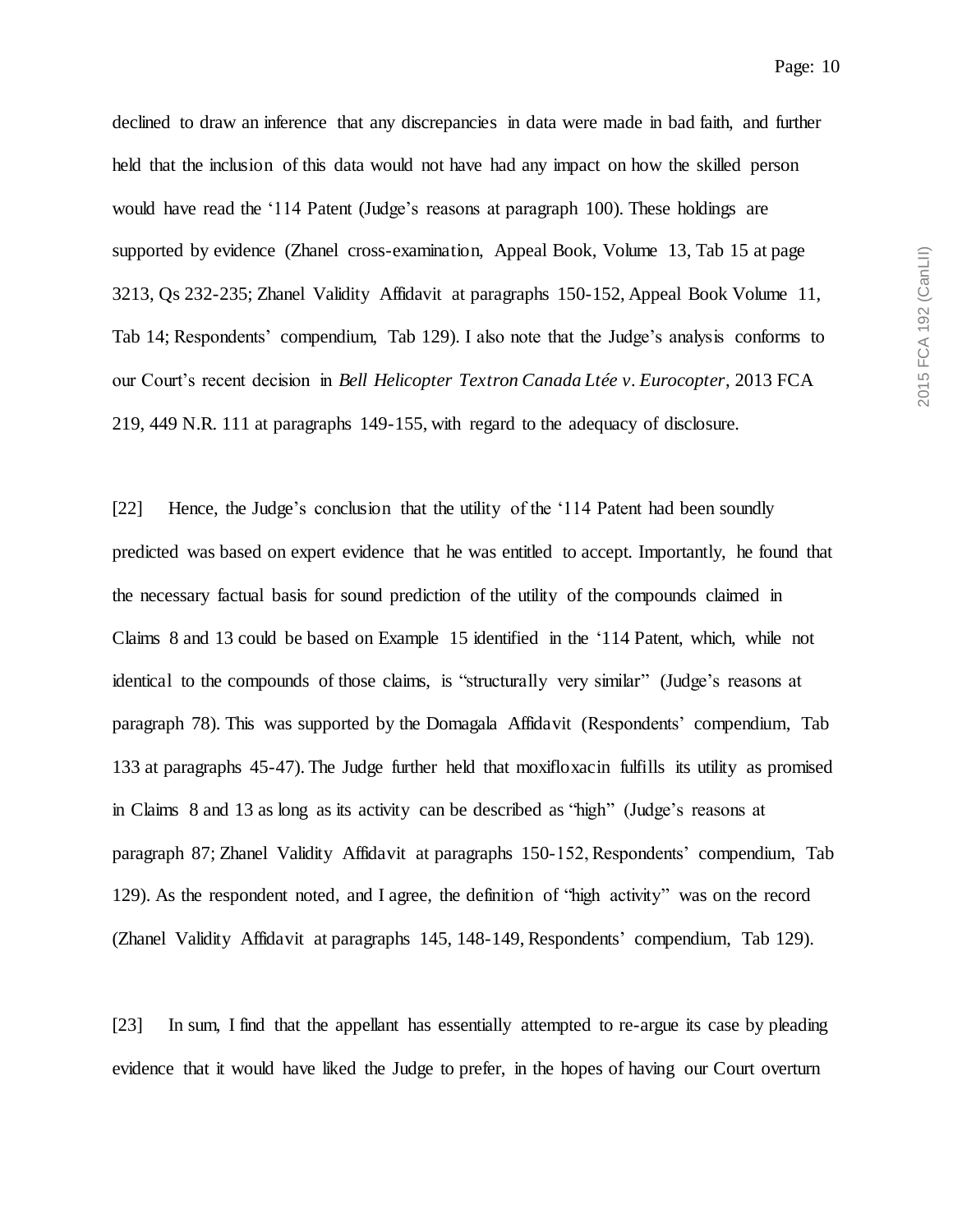declined to draw an inference that any discrepancies in data were made in bad faith, and further held that the inclusion of this data would not have had any impact on how the skilled person would have read the '114 Patent (Judge's reasons at paragraph 100). These holdings are supported by evidence (Zhanel cross-examination, Appeal Book, Volume 13, Tab 15 at page 3213, Qs 232-235; Zhanel Validity Affidavit at paragraphs 150-152, Appeal Book Volume 11, Tab 14; Respondents' compendium, Tab 129). I also note that the Judge's analysis conforms to our Court's recent decision in *Bell Helicopter Textron Canada Ltée v. Eurocopter*, 2013 FCA 219, 449 N.R. 111 at paragraphs 149-155, with regard to the adequacy of disclosure.

[22] Hence, the Judge's conclusion that the utility of the '114 Patent had been soundly predicted was based on expert evidence that he was entitled to accept. Importantly, he found that the necessary factual basis for sound prediction of the utility of the compounds claimed in Claims 8 and 13 could be based on Example 15 identified in the '114 Patent, which, while not identical to the compounds of those claims, is "structurally very similar" (Judge's reasons at paragraph 78). This was supported by the Domagala Affidavit (Respondents' compendium, Tab 133 at paragraphs 45-47). The Judge further held that moxifloxacin fulfills its utility as promised in Claims 8 and 13 as long as its activity can be described as "high" (Judge's reasons at paragraph 87; Zhanel Validity Affidavit at paragraphs 150-152, Respondents' compendium, Tab 129). As the respondent noted, and I agree, the definition of "high activity" was on the record (Zhanel Validity Affidavit at paragraphs 145, 148-149, Respondents' compendium, Tab 129).

[23] In sum, I find that the appellant has essentially attempted to re-argue its case by pleading evidence that it would have liked the Judge to prefer, in the hopes of having our Court overturn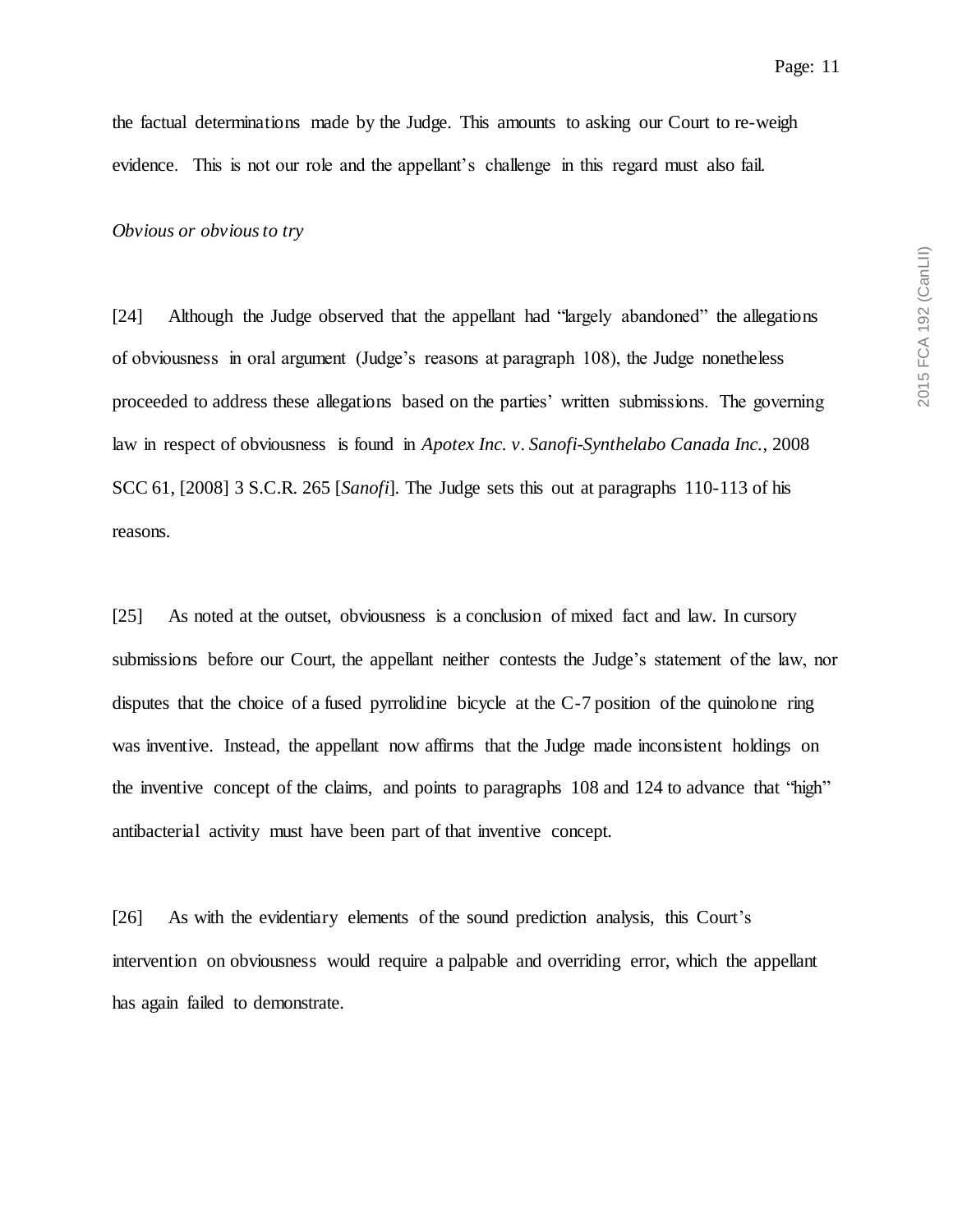the factual determinations made by the Judge. This amounts to asking our Court to re-weigh evidence. This is not our role and the appellant's challenge in this regard must also fail.

*Obvious or obvious to try*

[24] Although the Judge observed that the appellant had "largely abandoned" the allegations of obviousness in oral argument (Judge's reasons at paragraph 108), the Judge nonetheless proceeded to address these allegations based on the parties' written submissions. The governing law in respect of obviousness is found in *Apotex Inc. v. Sanofi-Synthelabo Canada Inc.*, 2008 SCC 61, [2008] 3 S.C.R. 265 [*Sanofi*]. The Judge sets this out at paragraphs 110-113 of his reasons.

[25] As noted at the outset, obviousness is a conclusion of mixed fact and law. In cursory submissions before our Court, the appellant neither contests the Judge's statement of the law, nor disputes that the choice of a fused pyrrolidine bicycle at the C-7 position of the quinolone ring was inventive. Instead, the appellant now affirms that the Judge made inconsistent holdings on the inventive concept of the claims, and points to paragraphs 108 and 124 to advance that "high" antibacterial activity must have been part of that inventive concept.

[26] As with the evidentiary elements of the sound prediction analysis, this Court's intervention on obviousness would require a palpable and overriding error, which the appellant has again failed to demonstrate.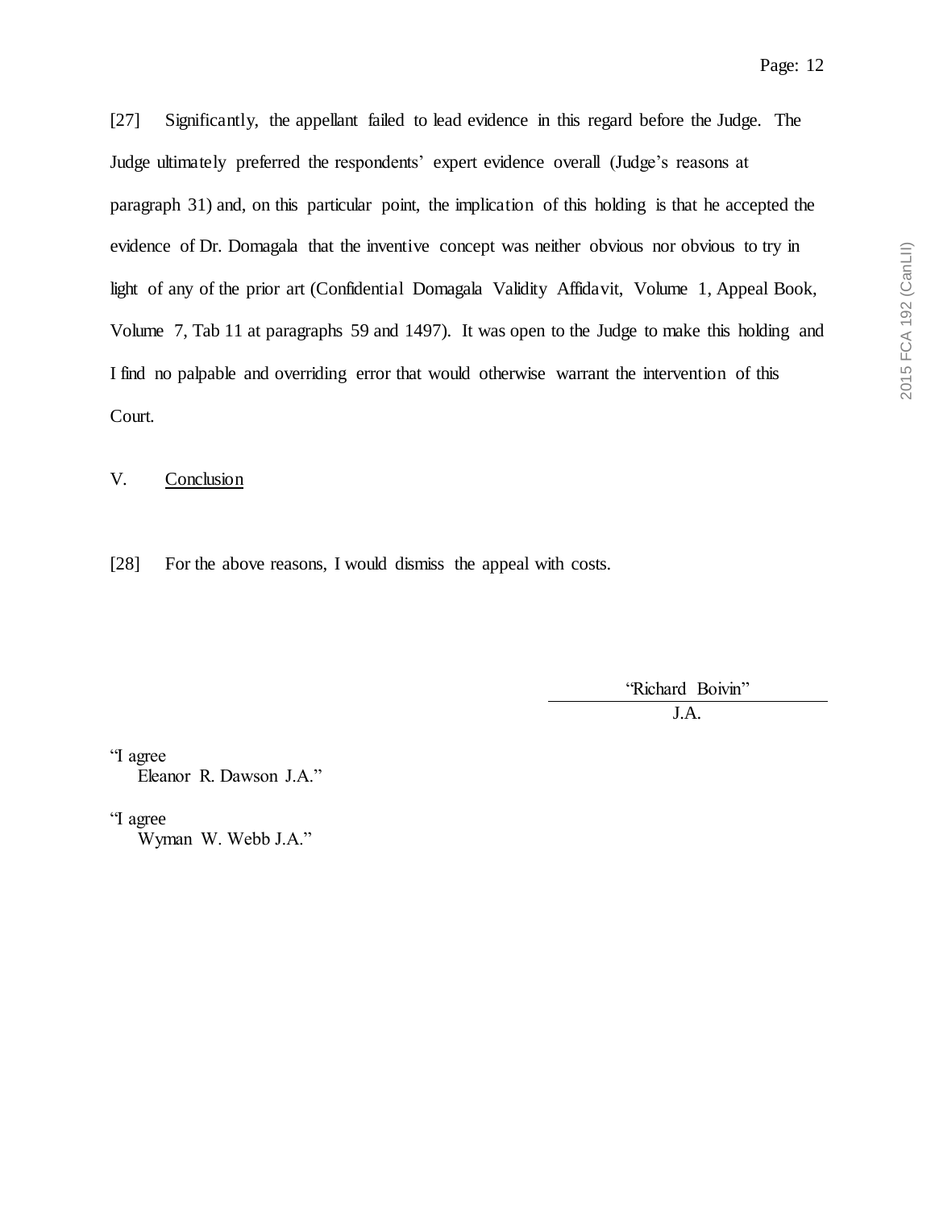[27] Significantly, the appellant failed to lead evidence in this regard before the Judge. The Judge ultimately preferred the respondents' expert evidence overall (Judge's reasons at paragraph 31) and, on this particular point, the implication of this holding is that he accepted the evidence of Dr. Domagala that the inventive concept was neither obvious nor obvious to try in light of any of the prior art (Confidential Domagala Validity Affidavit, Volume 1, Appeal Book, Volume 7, Tab 11 at paragraphs 59 and 1497). It was open to the Judge to make this holding and I find no palpable and overriding error that would otherwise warrant the intervention of this Court.

## V. Conclusion

[28] For the above reasons, I would dismiss the appeal with costs.

"Richard Boivin"
J.A.

"I agree
Eleanor R. Dawson J.A."

"I agree
Wyman W. Webb J.A."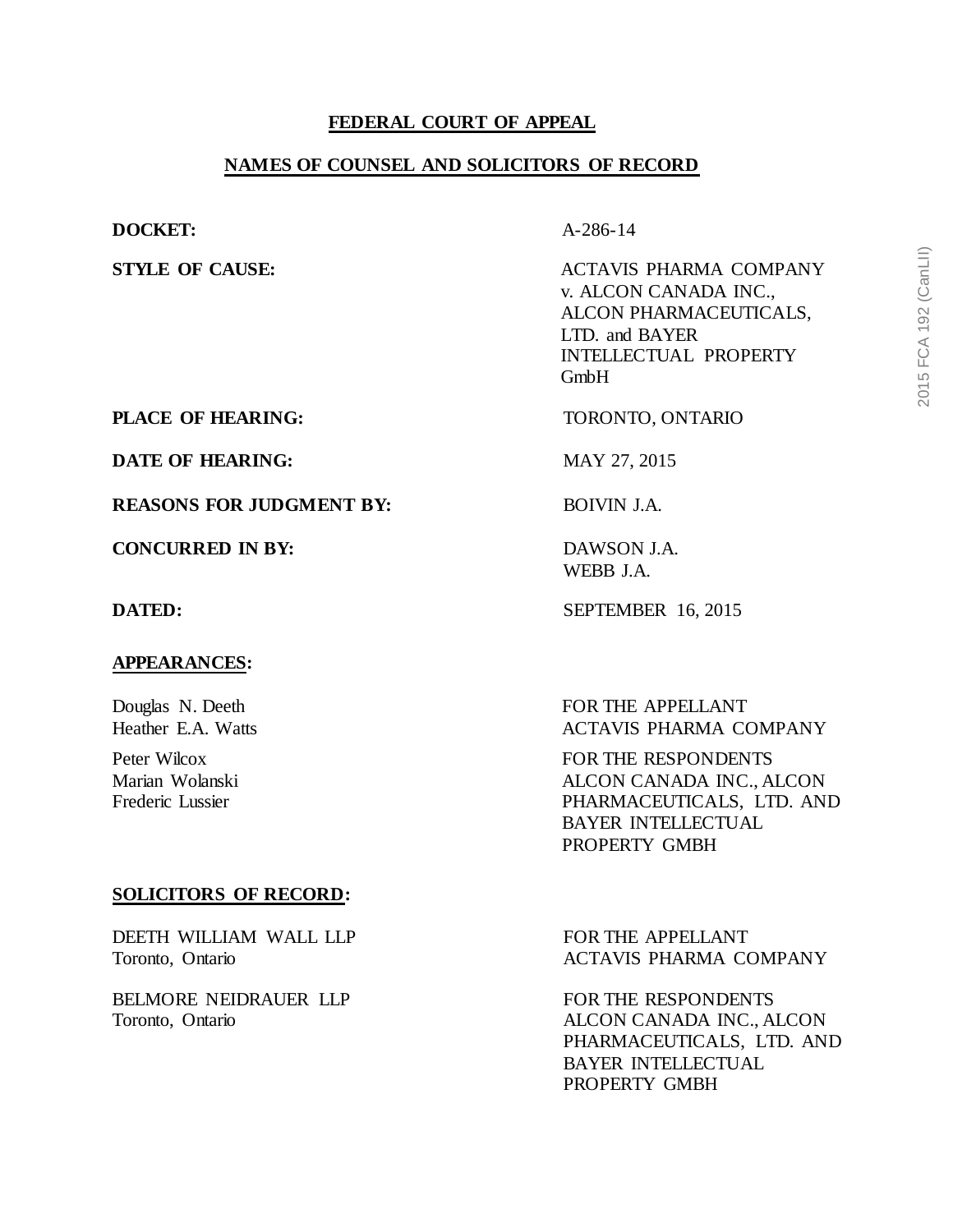**FEDERAL COURT OF APPEAL**

**NAMES OF COUNSEL AND SOLICITORS OF RECORD**

| | |
|---|---|
| **DOCKET:** | A-286-14 |
| **STYLE OF CAUSE:** | ACTAVIS PHARMA COMPANY v. ALCON CANADA INC., ALCON PHARMACEUTICALS, LTD. and BAYER INTELLECTUAL PROPERTY GmbH |
| **PLACE OF HEARING:** | TORONTO, ONTARIO |
| **DATE OF HEARING:** | MAY 27, 2015 |
| **REASONS FOR JUDGMENT BY:** | BOIVIN J.A. |
| **CONCURRED IN BY:** | DAWSON J.A.<br>WEBB J.A. |
| **DATED:** | SEPTEMBER 16, 2015 |

**APPEARANCES:**

| | |
|---|---|
| Douglas N. Deeth<br>Heather E.A. Watts | FOR THE APPELLANT<br>ACTAVIS PHARMA COMPANY |
| Peter Wilcox<br>Marian Wolanski<br>Frederic Lussier | FOR THE RESPONDENTS<br>ALCON CANADA INC., ALCON PHARMACEUTICALS, LTD. AND BAYER INTELLECTUAL PROPERTY GMBH |

**SOLICITORS OF RECORD:**

| | |
|---|---|
| DEETH WILLIAM WALL LLP<br>Toronto, Ontario | FOR THE APPELLANT<br>ACTAVIS PHARMA COMPANY |
| BELMORE NEIDRAUER LLP<br>Toronto, Ontario | FOR THE RESPONDENTS<br>ALCON CANADA INC., ALCON PHARMACEUTICALS, LTD. AND BAYER INTELLECTUAL PROPERTY GMBH |